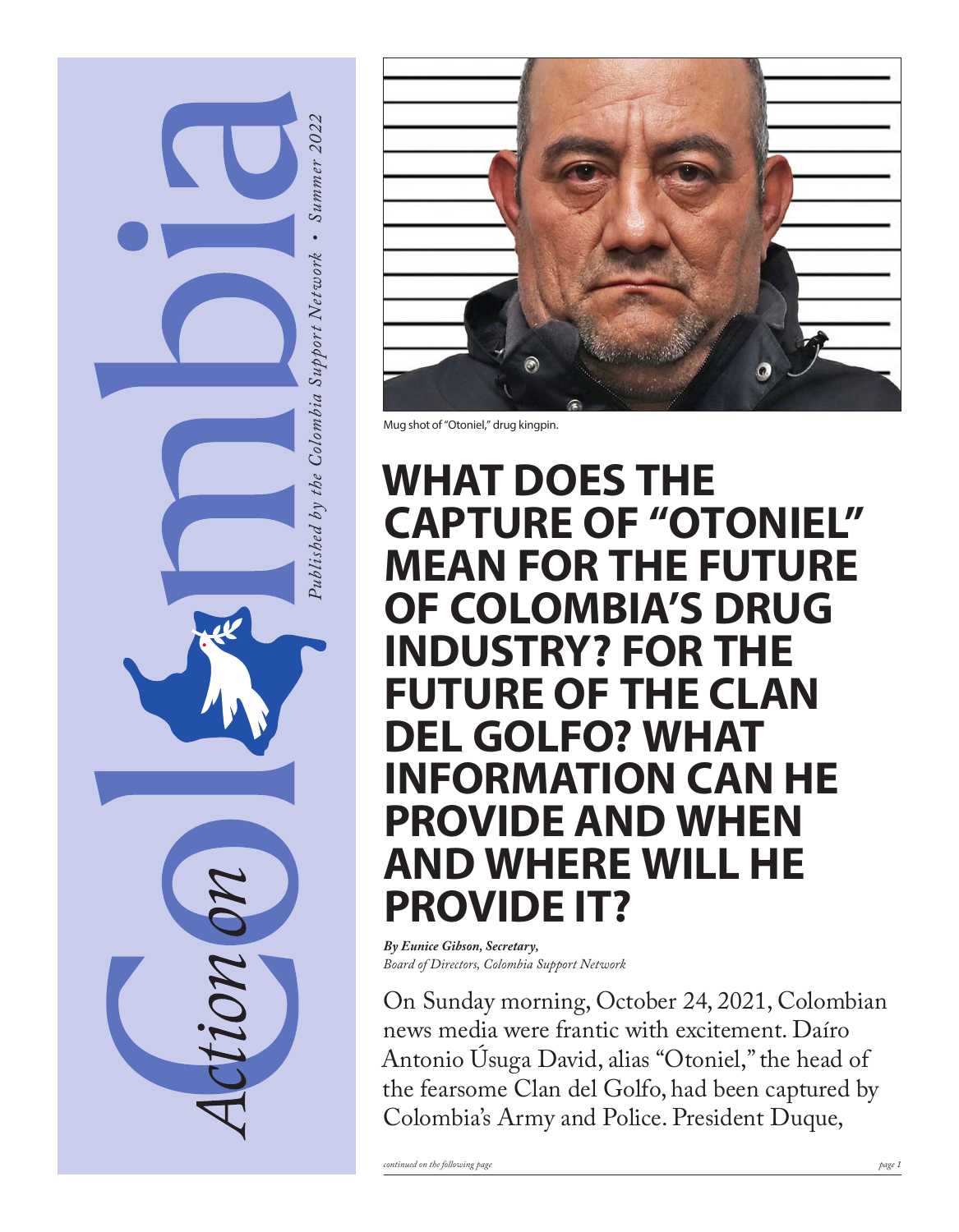# Action on Colombia

*Published by the Colombia Support Network • Summer 2022*

Mug shot of "Otoniel," drug kingpin.

# WHAT DOES THE CAPTURE OF "OTONIEL" MEAN FOR THE FUTURE OF COLOMBIA'S DRUG INDUSTRY? FOR THE FUTURE OF THE CLAN DEL GOLFO? WHAT INFORMATION CAN HE PROVIDE AND WHEN AND WHERE WILL HE PROVIDE IT?

***By Eunice Gibson, Secretary,***
*Board of Directors, Colombia Support Network*

On Sunday morning, October 24, 2021, Colombian news media were frantic with excitement. Daíro Antonio Úsuga David, alias "Otoniel," the head of the fearsome Clan del Golfo, had been captured by Colombia's Army and Police. President Duque,

*continued on the following page*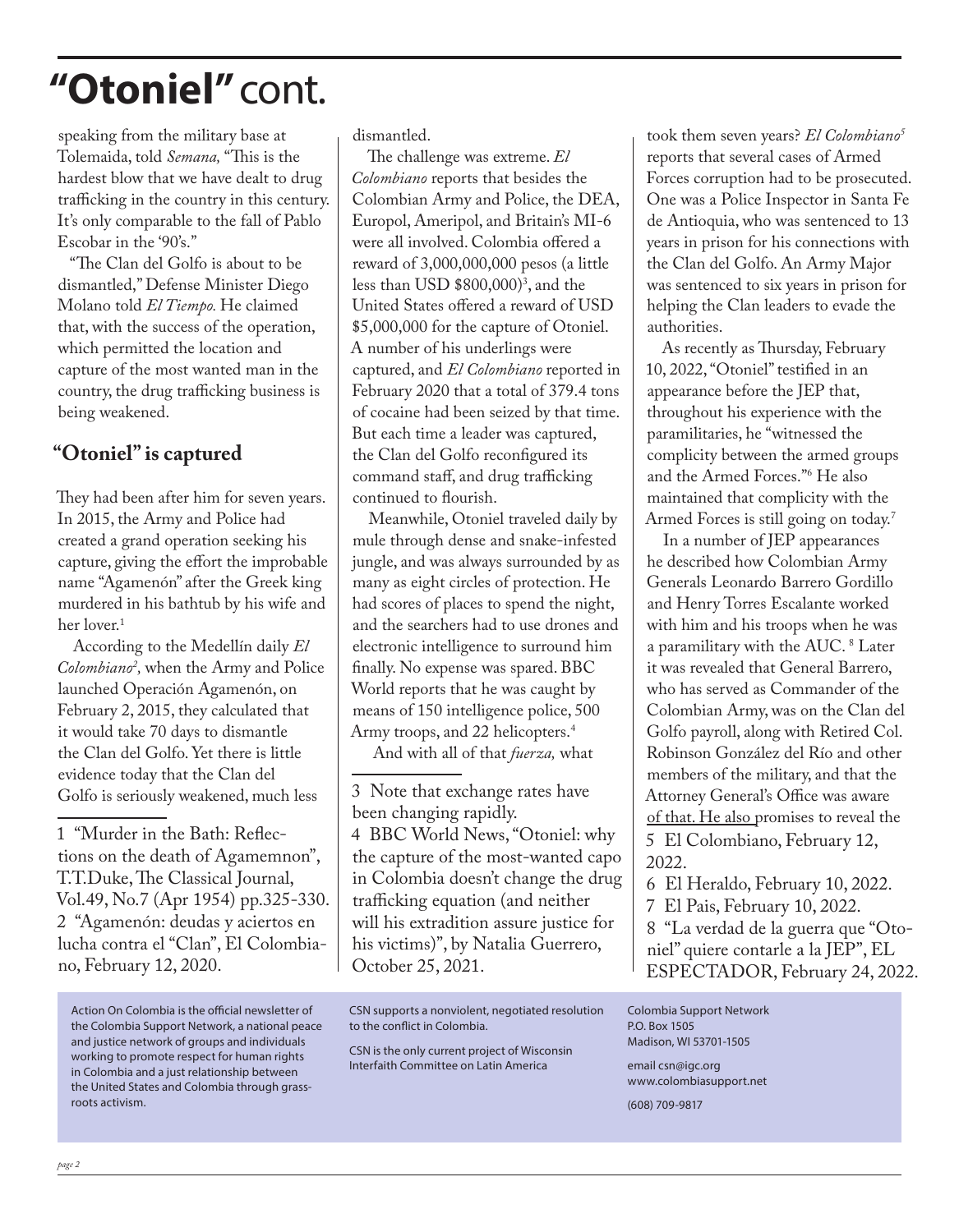# "Otoniel" cont.

speaking from the military base at Tolemaida, told *Semana,* "This is the hardest blow that we have dealt to drug trafficking in the country in this century. It's only comparable to the fall of Pablo Escobar in the '90's."

"The Clan del Golfo is about to be dismantled," Defense Minister Diego Molano told *El Tiempo.* He claimed that, with the success of the operation, which permitted the location and capture of the most wanted man in the country, the drug trafficking business is being weakened.

## "Otoniel" is captured

They had been after him for seven years. In 2015, the Army and Police had created a grand operation seeking his capture, giving the effort the improbable name "Agamenón" after the Greek king murdered in his bathtub by his wife and her lover.[1]

According to the Medellín daily *El Colombiano*[2], when the Army and Police launched Operación Agamenón, on February 2, 2015, they calculated that it would take 70 days to dismantle the Clan del Golfo. Yet there is little evidence today that the Clan del Golfo is seriously weakened, much less dismantled.

The challenge was extreme. *El Colombiano* reports that besides the Colombian Army and Police, the DEA, Europol, Ameripol, and Britain's MI-6 were all involved. Colombia offered a reward of 3,000,000,000 pesos (a little less than USD $800,000)[3], and the United States offered a reward of USD $5,000,000 for the capture of Otoniel. A number of his underlings were captured, and *El Colombiano* reported in February 2020 that a total of 379.4 tons of cocaine had been seized by that time. But each time a leader was captured, the Clan del Golfo reconfigured its command staff, and drug trafficking continued to flourish.

Meanwhile, Otoniel traveled daily by mule through dense and snake-infested jungle, and was always surrounded by as many as eight circles of protection. He had scores of places to spend the night, and the searchers had to use drones and electronic intelligence to surround him finally. No expense was spared. BBC World reports that he was caught by means of 150 intelligence police, 500 Army troops, and 22 helicopters.[4]

And with all of that *fuerza,* what took them seven years? *El Colombiano*[5] reports that several cases of Armed Forces corruption had to be prosecuted. One was a Police Inspector in Santa Fe de Antioquia, who was sentenced to 13 years in prison for his connections with the Clan del Golfo. An Army Major was sentenced to six years in prison for helping the Clan leaders to evade the authorities.

As recently as Thursday, February 10, 2022, "Otoniel" testified in an appearance before the JEP that, throughout his experience with the paramilitaries, he "witnessed the complicity between the armed groups and the Armed Forces."[6] He also maintained that complicity with the Armed Forces is still going on today.[7]

In a number of JEP appearances he described how Colombian Army Generals Leonardo Barrero Gordillo and Henry Torres Escalante worked with him and his troops when he was a paramilitary with the AUC.[8] Later it was revealed that General Barrero, who has served as Commander of the Colombian Army, was on the Clan del Golfo payroll, along with Retired Col. Robinson González del Río and other members of the military, and that the Attorney General's Office was aware of that. He also promises to reveal the

---

1 "Murder in the Bath: Reflections on the death of Agamemnon", T.T.Duke, The Classical Journal, Vol.49, No.7 (Apr 1954) pp.325-330.

2 "Agamenón: deudas y aciertos en lucha contra el "Clan", El Colombiano, February 12, 2020.

3 Note that exchange rates have been changing rapidly.

4 BBC World News, "Otoniel: why the capture of the most-wanted capo in Colombia doesn't change the drug trafficking equation (and neither will his extradition assure justice for his victims)", by Natalia Guerrero, October 25, 2021.

5 El Colombiano, February 12, 2022.

6 El Heraldo, February 10, 2022.

7 El Pais, February 10, 2022.

8 "La verdad de la guerra que "Otoniel" quiere contarle a la JEP", EL ESPECTADOR, February 24, 2022.

---

Action On Colombia is the official newsletter of the Colombia Support Network, a national peace and justice network of groups and individuals working to promote respect for human rights in Colombia and a just relationship between the United States and Colombia through grassroots activism.

CSN supports a nonviolent, negotiated resolution to the conflict in Colombia.

CSN is the only current project of Wisconsin Interfaith Committee on Latin America

Colombia Support Network
P.O. Box 1505
Madison, WI 53701-1505

email csn@igc.org
www.colombiasupport.net

(608) 709-9817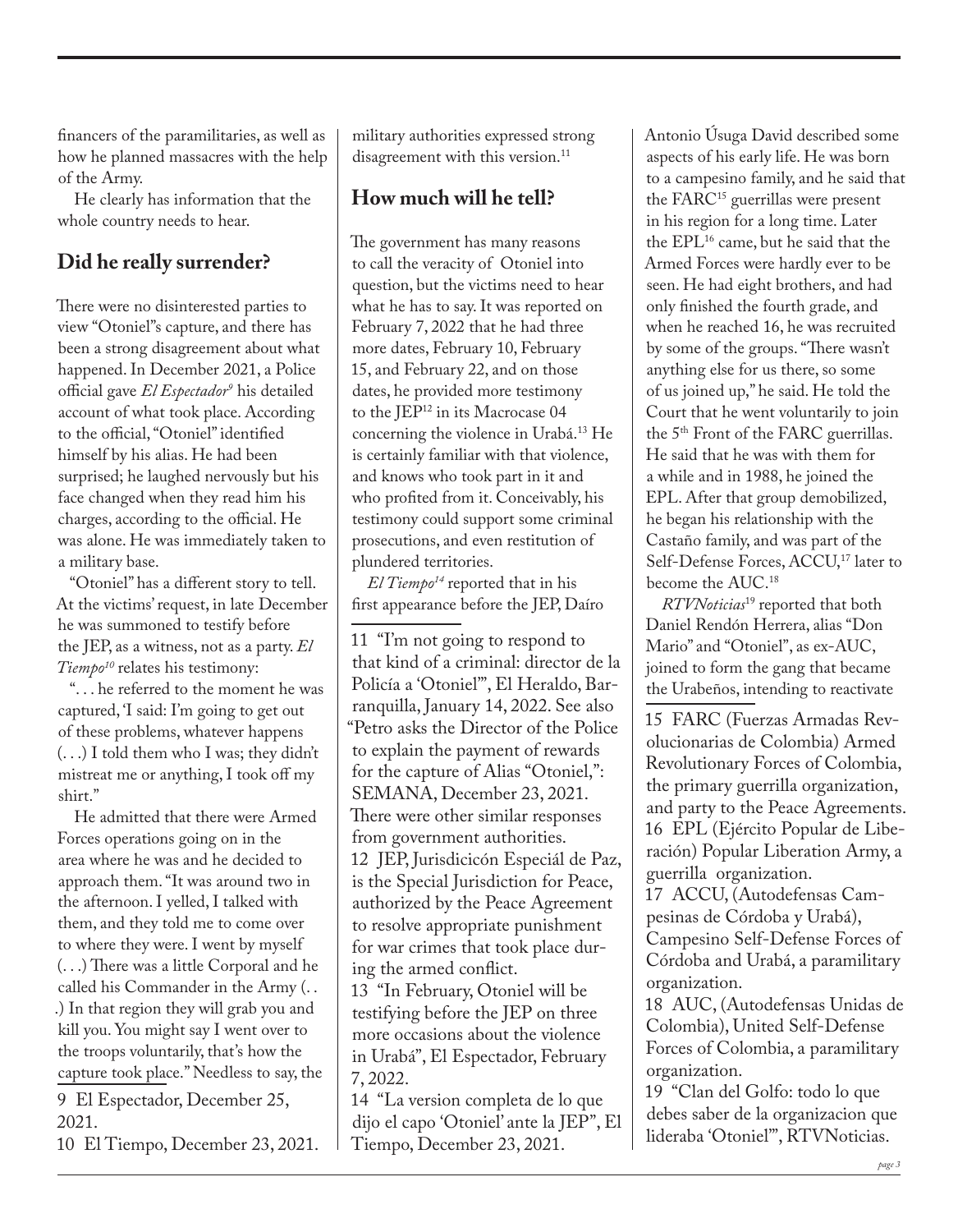financers of the paramilitaries, as well as how he planned massacres with the help of the Army.

He clearly has information that the whole country needs to hear.

## Did he really surrender?

There were no disinterested parties to view "Otoniel"'s capture, and there has been a strong disagreement about what happened. In December 2021, a Police official gave *El Espectador*[9] his detailed account of what took place. According to the official, "Otoniel" identified himself by his alias. He had been surprised; he laughed nervously but his face changed when they read him his charges, according to the official. He was alone. He was immediately taken to a military base.

"Otoniel" has a different story to tell. At the victims' request, in late December he was summoned to testify before the JEP, as a witness, not as a party. *El Tiempo*[10] relates his testimony:

". . . he referred to the moment he was captured, 'I said: I'm going to get out of these problems, whatever happens (. . .) I told them who I was; they didn't mistreat me or anything, I took off my shirt."

He admitted that there were Armed Forces operations going on in the area where he was and he decided to approach them. "It was around two in the afternoon. I yelled, I talked with them, and they told me to come over to where they were. I went by myself (. . .) There was a little Corporal and he called his Commander in the Army (. . .) In that region they will grab you and kill you. You might say I went over to the troops voluntarily, that's how the capture took place." Needless to say, the military authorities expressed strong disagreement with this version.[11]

## How much will he tell?

The government has many reasons to call the veracity of Otoniel into question, but the victims need to hear what he has to say. It was reported on February 7, 2022 that he had three more dates, February 10, February 15, and February 22, and on those dates, he provided more testimony to the JEP[12] in its Macrocase 04 concerning the violence in Urabá.[13] He is certainly familiar with that violence, and knows who took part in it and who profited from it. Conceivably, his testimony could support some criminal prosecutions, and even restitution of plundered territories.

*El Tiempo*[14] reported that in his first appearance before the JEP, Daíro Antonio Úsuga David described some aspects of his early life. He was born to a campesino family, and he said that the FARC[15] guerrillas were present in his region for a long time. Later the EPL[16] came, but he said that the Armed Forces were hardly ever to be seen. He had eight brothers, and had only finished the fourth grade, and when he reached 16, he was recruited by some of the groups. "There wasn't anything else for us there, so some of us joined up," he said. He told the Court that he went voluntarily to join the 5th Front of the FARC guerrillas. He said that he was with them for a while and in 1988, he joined the EPL. After that group demobilized, he began his relationship with the Castaño family, and was part of the Self-Defense Forces, ACCU,[17] later to become the AUC.[18]

*RTVNoticias*[19] reported that both Daniel Rendón Herrera, alias "Don Mario" and "Otoniel", as ex-AUC, joined to form the gang that became the Urabeños, intending to reactivate

---

9 El Espectador, December 25, 2021.

10 El Tiempo, December 23, 2021.

11 "I'm not going to respond to that kind of a criminal: director de la Policía a 'Otoniel'", El Heraldo, Barranquilla, January 14, 2022. See also "Petro asks the Director of the Police to explain the payment of rewards for the capture of Alias "Otoniel,": SEMANA, December 23, 2021. There were other similar responses from government authorities.

12 JEP, Jurisdicicón Especiál de Paz, is the Special Jurisdiction for Peace, authorized by the Peace Agreement to resolve appropriate punishment for war crimes that took place during the armed conflict.

13 "In February, Otoniel will be testifying before the JEP on three more occasions about the violence in Urabá", El Espectador, February 7, 2022.

14 "La version completa de lo que dijo el capo 'Otoniel' ante la JEP", El Tiempo, December 23, 2021.

15 FARC (Fuerzas Armadas Revolucionarias de Colombia) Armed Revolutionary Forces of Colombia, the primary guerrilla organization, and party to the Peace Agreements.

16 EPL (Ejército Popular de Liberación) Popular Liberation Army, a guerrilla organization.

17 ACCU, (Autodefensas Campesinas de Córdoba y Urabá), Campesino Self-Defense Forces of Córdoba and Urabá, a paramilitary organization.

18 AUC, (Autodefensas Unidas de Colombia), United Self-Defense Forces of Colombia, a paramilitary organization.

19 "Clan del Golfo: todo lo que debes saber de la organizacion que lideraba 'Otoniel'", RTVNoticias.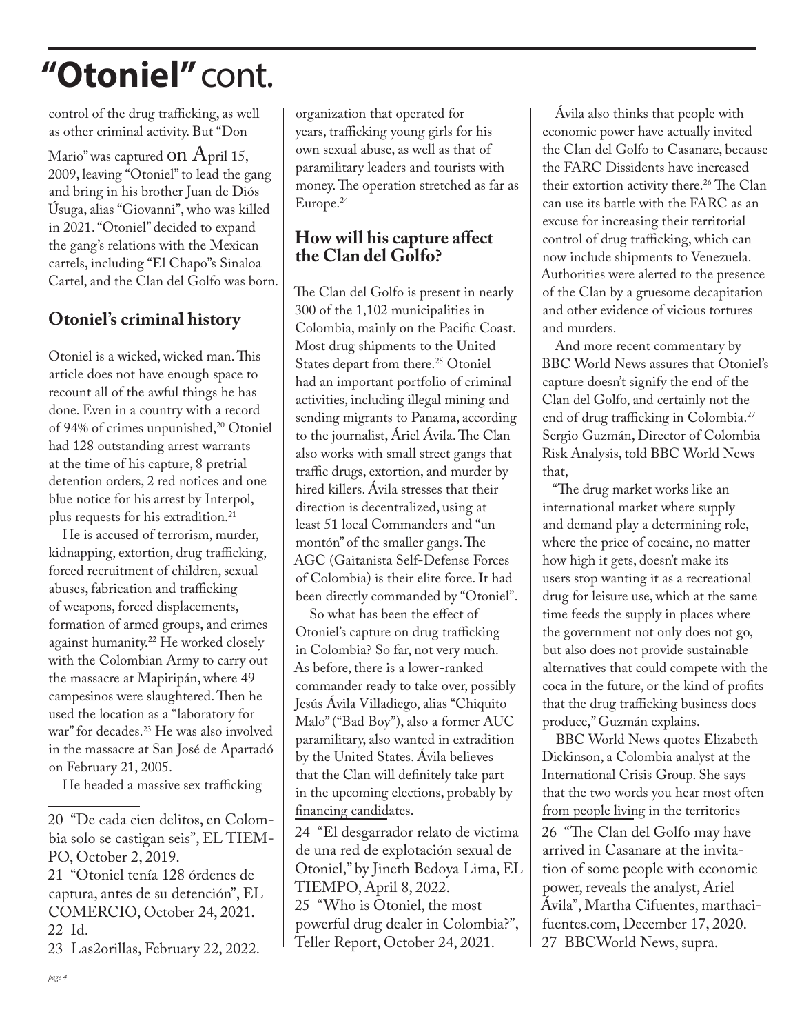# "Otoniel" cont.

control of the drug trafficking, as well as other criminal activity. But "Don Mario" was captured on April 15, 2009, leaving "Otoniel" to lead the gang and bring in his brother Juan de Diós Úsuga, alias "Giovanni", who was killed in 2021. "Otoniel" decided to expand the gang's relations with the Mexican cartels, including "El Chapo"s Sinaloa Cartel, and the Clan del Golfo was born.

## Otoniel's criminal history

Otoniel is a wicked, wicked man. This article does not have enough space to recount all of the awful things he has done. Even in a country with a record of 94% of crimes unpunished,[20] Otoniel had 128 outstanding arrest warrants at the time of his capture, 8 pretrial detention orders, 2 red notices and one blue notice for his arrest by Interpol, plus requests for his extradition.[21]

He is accused of terrorism, murder, kidnapping, extortion, drug trafficking, forced recruitment of children, sexual abuses, fabrication and trafficking of weapons, forced displacements, formation of armed groups, and crimes against humanity.[22] He worked closely with the Colombian Army to carry out the massacre at Mapiripán, where 49 campesinos were slaughtered. Then he used the location as a "laboratory for war" for decades.[23] He was also involved in the massacre at San José de Apartadó on February 21, 2005.

He headed a massive sex trafficking organization that operated for years, trafficking young girls for his own sexual abuse, as well as that of paramilitary leaders and tourists with money. The operation stretched as far as Europe.[24]

## How will his capture affect the Clan del Golfo?

The Clan del Golfo is present in nearly 300 of the 1,102 municipalities in Colombia, mainly on the Pacific Coast. Most drug shipments to the United States depart from there.[25] Otoniel had an important portfolio of criminal activities, including illegal mining and sending migrants to Panama, according to the journalist, Áriel Ávila. The Clan also works with small street gangs that traffic drugs, extortion, and murder by hired killers. Ávila stresses that their direction is decentralized, using at least 51 local Commanders and "un montón" of the smaller gangs. The AGC (Gaitanista Self-Defense Forces of Colombia) is their elite force. It had been directly commanded by "Otoniel".

So what has been the effect of Otoniel's capture on drug trafficking in Colombia? So far, not very much. As before, there is a lower-ranked commander ready to take over, possibly Jesús Ávila Villadiego, alias "Chiquito Malo" ("Bad Boy"), also a former AUC paramilitary, also wanted in extradition by the United States. Ávila believes that the Clan will definitely take part in the upcoming elections, probably by financing candidates.

Ávila also thinks that people with economic power have actually invited the Clan del Golfo to Casanare, because the FARC Dissidents have increased their extortion activity there.[26] The Clan can use its battle with the FARC as an excuse for increasing their territorial control of drug trafficking, which can now include shipments to Venezuela. Authorities were alerted to the presence of the Clan by a gruesome decapitation and other evidence of vicious tortures and murders.

And more recent commentary by BBC World News assures that Otoniel's capture doesn't signify the end of the Clan del Golfo, and certainly not the end of drug trafficking in Colombia.[27] Sergio Guzmán, Director of Colombia Risk Analysis, told BBC World News that,

"The drug market works like an international market where supply and demand play a determining role, where the price of cocaine, no matter how high it gets, doesn't make its users stop wanting it as a recreational drug for leisure use, which at the same time feeds the supply in places where the government not only does not go, but also does not provide sustainable alternatives that could compete with the coca in the future, or the kind of profits that the drug trafficking business does produce," Guzmán explains.

BBC World News quotes Elizabeth Dickinson, a Colombia analyst at the International Crisis Group. She says that the two words you hear most often from people living in the territories

---

20 "De cada cien delitos, en Colombia solo se castigan seis", EL TIEMPO, October 2, 2019.

21 "Otoniel tenía 128 órdenes de captura, antes de su detención", EL COMERCIO, October 24, 2021.

22 Id.

23 Las2orillas, February 22, 2022.

24 "El desgarrador relato de victima de una red de explotación sexual de Otoniel," by Jineth Bedoya Lima, EL TIEMPO, April 8, 2022.

25 "Who is Otoniel, the most powerful drug dealer in Colombia?", Teller Report, October 24, 2021.

26 "The Clan del Golfo may have arrived in Casanare at the invitation of some people with economic power, reveals the analyst, Ariel Ávila", Martha Cifuentes, marthacifuentes.com, December 17, 2020.

27 BBCWorld News, supra.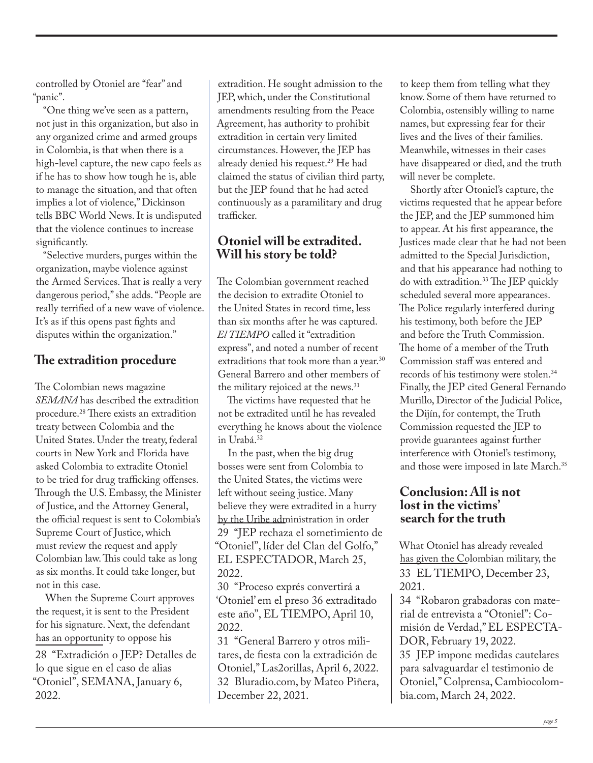controlled by Otoniel are "fear" and "panic".

"One thing we've seen as a pattern, not just in this organization, but also in any organized crime and armed groups in Colombia, is that when there is a high-level capture, the new capo feels as if he has to show how tough he is, able to manage the situation, and that often implies a lot of violence," Dickinson tells BBC World News. It is undisputed that the violence continues to increase significantly.

"Selective murders, purges within the organization, maybe violence against the Armed Services. That is really a very dangerous period," she adds. "People are really terrified of a new wave of violence. It's as if this opens past fights and disputes within the organization."

## The extradition procedure

The Colombian news magazine *SEMANA* has described the extradition procedure.[28] There exists an extradition treaty between Colombia and the United States. Under the treaty, federal courts in New York and Florida have asked Colombia to extradite Otoniel to be tried for drug trafficking offenses. Through the U.S. Embassy, the Minister of Justice, and the Attorney General, the official request is sent to Colombia's Supreme Court of Justice, which must review the request and apply Colombian law. This could take as long as six months. It could take longer, but not in this case.

When the Supreme Court approves the request, it is sent to the President for his signature. Next, the defendant has an opportunity to oppose his extradition. He sought admission to the JEP, which, under the Constitutional amendments resulting from the Peace Agreement, has authority to prohibit extradition in certain very limited circumstances. However, the JEP has already denied his request.[29] He had claimed the status of civilian third party, but the JEP found that he had acted continuously as a paramilitary and drug trafficker.

## Otoniel will be extradited. Will his story be told?

The Colombian government reached the decision to extradite Otoniel to the United States in record time, less than six months after he was captured. *El TIEMPO* called it "extradition express", and noted a number of recent extraditions that took more than a year.[30] General Barrero and other members of the military rejoiced at the news.[31]

The victims have requested that he not be extradited until he has revealed everything he knows about the violence in Urabá.[32]

In the past, when the big drug bosses were sent from Colombia to the United States, the victims were left without seeing justice. Many believe they were extradited in a hurry by the Uribe administration in order to keep them from telling what they know. Some of them have returned to Colombia, ostensibly willing to name names, but expressing fear for their lives and the lives of their families. Meanwhile, witnesses in their cases have disappeared or died, and the truth will never be complete.

Shortly after Otoniel's capture, the victims requested that he appear before the JEP, and the JEP summoned him to appear. At his first appearance, the Justices made clear that he had not been admitted to the Special Jurisdiction, and that his appearance had nothing to do with extradition.[33] The JEP quickly scheduled several more appearances. The Police regularly interfered during his testimony, both before the JEP and before the Truth Commission. The home of a member of the Truth Commission staff was entered and records of his testimony were stolen.[34] Finally, the JEP cited General Fernando Murillo, Director of the Judicial Police, the Dijín, for contempt, the Truth Commission requested the JEP to provide guarantees against further interference with Otoniel's testimony, and those were imposed in late March.[35]

## Conclusion: All is not lost in the victims' search for the truth

What Otoniel has already revealed has given the Colombian military, the

28 "Extradición o JEP? Detalles de lo que sigue en el caso de alias "Otoniel", SEMANA, January 6, 2022.

29 "JEP rechaza el sometimiento de "Otoniel", líder del Clan del Golfo," EL ESPECTADOR, March 25, 2022.

30 "Proceso exprés convertirá a 'Otoniel' em el preso 36 extraditado este año", EL TIEMPO, April 10, 2022.

31 "General Barrero y otros militares, de fiesta con la extradición de Otoniel," Las2orillas, April 6, 2022.

32 Bluradio.com, by Mateo Piñera, December 22, 2021.

33 EL TIEMPO, December 23, 2021.

34 "Robaron grabadoras con material de entrevista a "Otoniel": Comisión de Verdad," EL ESPECTADOR, February 19, 2022.

35 JEP impone medidas cautelares para salvaguardar el testimonio de Otoniel," Colprensa, Cambiocolombia.com, March 24, 2022.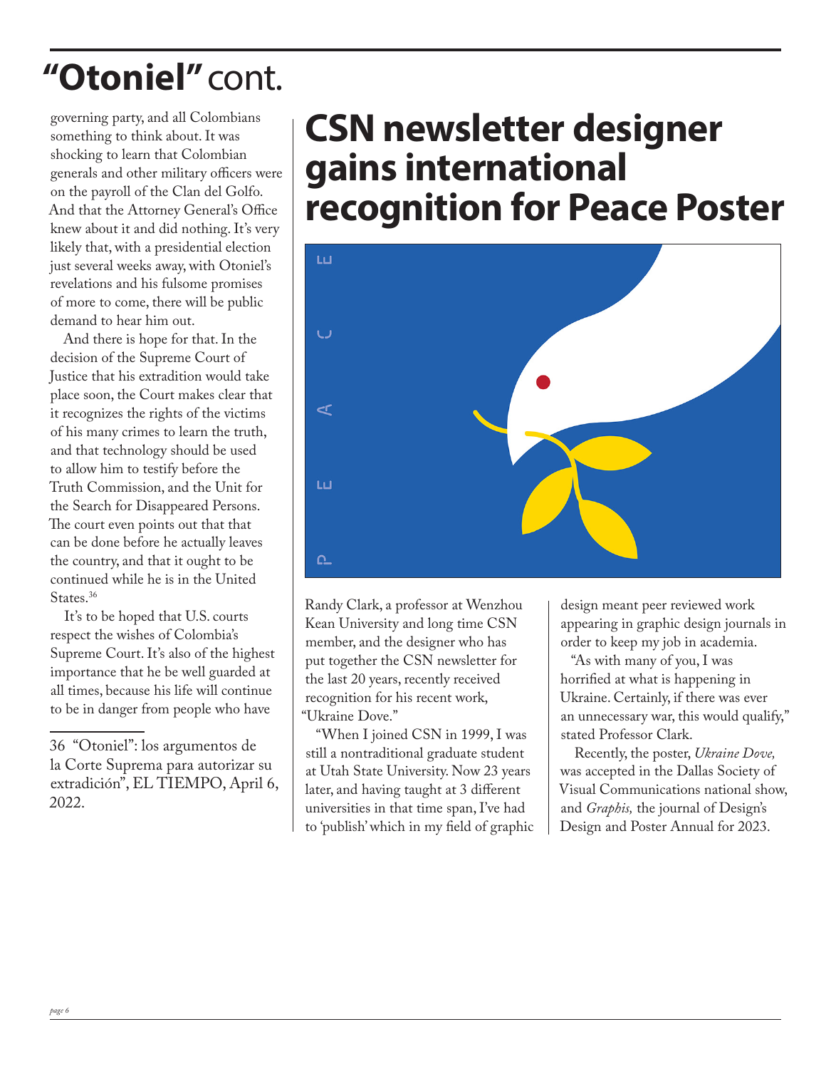# "Otoniel" cont.

governing party, and all Colombians something to think about. It was shocking to learn that Colombian generals and other military officers were on the payroll of the Clan del Golfo. And that the Attorney General's Office knew about it and did nothing. It's very likely that, with a presidential election just several weeks away, with Otoniel's revelations and his fulsome promises of more to come, there will be public demand to hear him out.

And there is hope for that. In the decision of the Supreme Court of Justice that his extradition would take place soon, the Court makes clear that it recognizes the rights of the victims of his many crimes to learn the truth, and that technology should be used to allow him to testify before the Truth Commission, and the Unit for the Search for Disappeared Persons. The court even points out that that can be done before he actually leaves the country, and that it ought to be continued while he is in the United States.[36]

It's to be hoped that U.S. courts respect the wishes of Colombia's Supreme Court. It's also of the highest importance that he be well guarded at all times, because his life will continue to be in danger from people who have

36 "Otoniel": los argumentos de la Corte Suprema para autorizar su extradición", EL TIEMPO, April 6, 2022.

# CSN newsletter designer gains international recognition for Peace Poster

Randy Clark, a professor at Wenzhou Kean University and long time CSN member, and the designer who has put together the CSN newsletter for the last 20 years, recently received recognition for his recent work, "Ukraine Dove."

"When I joined CSN in 1999, I was still a nontraditional graduate student at Utah State University. Now 23 years later, and having taught at 3 different universities in that time span, I've had to 'publish' which in my field of graphic design meant peer reviewed work appearing in graphic design journals in order to keep my job in academia.

"As with many of you, I was horrified at what is happening in Ukraine. Certainly, if there was ever an unnecessary war, this would qualify," stated Professor Clark.

Recently, the poster, *Ukraine Dove,* was accepted in the Dallas Society of Visual Communications national show, and *Graphis,* the journal of Design's Design and Poster Annual for 2023.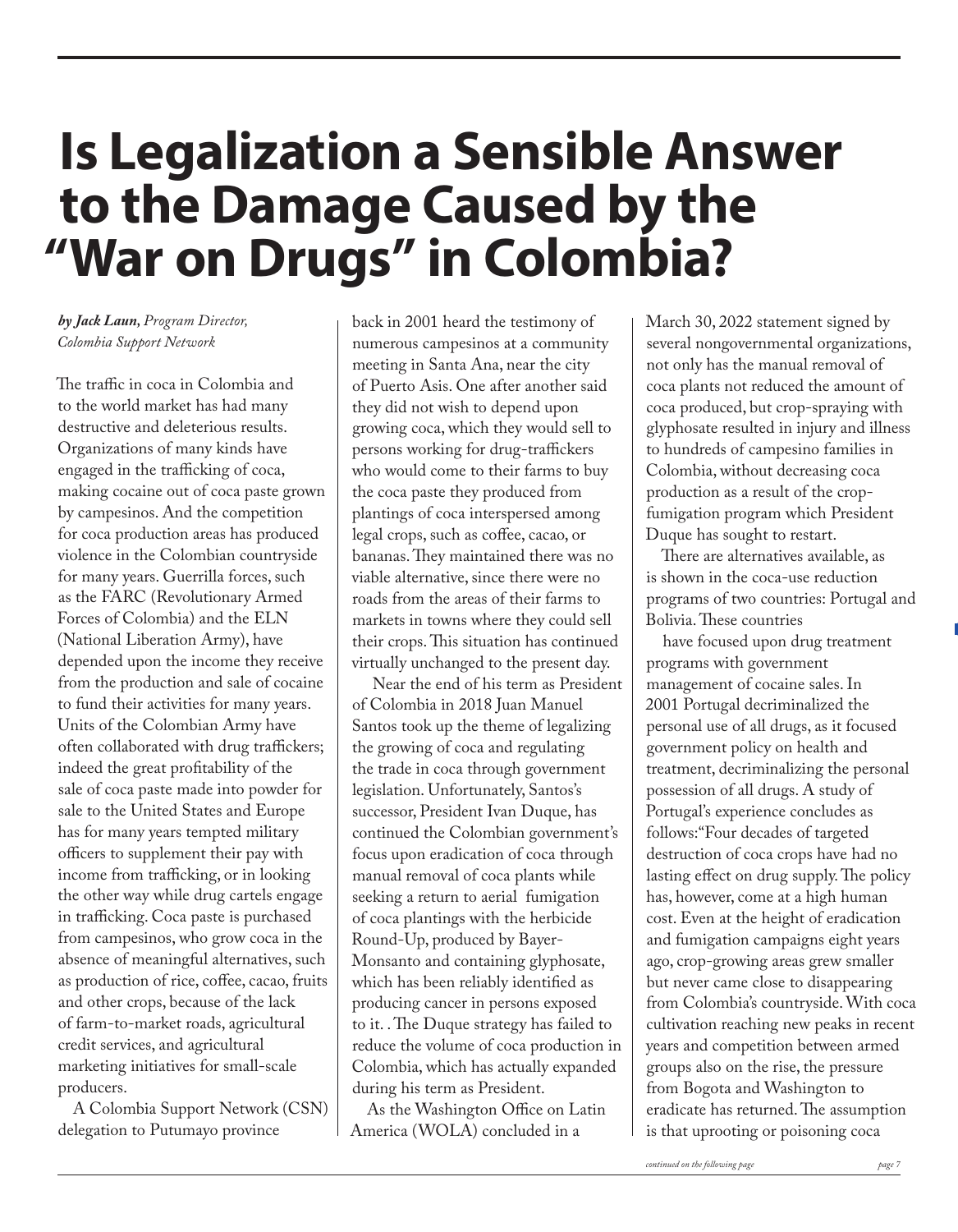# Is Legalization a Sensible Answer to the Damage Caused by the "War on Drugs" in Colombia?

***by Jack Laun,*** *Program Director, Colombia Support Network*

The traffic in coca in Colombia and to the world market has had many destructive and deleterious results. Organizations of many kinds have engaged in the trafficking of coca, making cocaine out of coca paste grown by campesinos. And the competition for coca production areas has produced violence in the Colombian countryside for many years. Guerrilla forces, such as the FARC (Revolutionary Armed Forces of Colombia) and the ELN (National Liberation Army), have depended upon the income they receive from the production and sale of cocaine to fund their activities for many years. Units of the Colombian Army have often collaborated with drug traffickers; indeed the great profitability of the sale of coca paste made into powder for sale to the United States and Europe has for many years tempted military officers to supplement their pay with income from trafficking, or in looking the other way while drug cartels engage in trafficking. Coca paste is purchased from campesinos, who grow coca in the absence of meaningful alternatives, such as production of rice, coffee, cacao, fruits and other crops, because of the lack of farm-to-market roads, agricultural credit services, and agricultural marketing initiatives for small-scale producers.

A Colombia Support Network (CSN) delegation to Putumayo province back in 2001 heard the testimony of numerous campesinos at a community meeting in Santa Ana, near the city of Puerto Asis. One after another said they did not wish to depend upon growing coca, which they would sell to persons working for drug-traffickers who would come to their farms to buy the coca paste they produced from plantings of coca interspersed among legal crops, such as coffee, cacao, or bananas. They maintained there was no viable alternative, since there were no roads from the areas of their farms to markets in towns where they could sell their crops. This situation has continued virtually unchanged to the present day.

Near the end of his term as President of Colombia in 2018 Juan Manuel Santos took up the theme of legalizing the growing of coca and regulating the trade in coca through government legislation. Unfortunately, Santos's successor, President Ivan Duque, has continued the Colombian government's focus upon eradication of coca through manual removal of coca plants while seeking a return to aerial fumigation of coca plantings with the herbicide Round-Up, produced by Bayer-Monsanto and containing glyphosate, which has been reliably identified as producing cancer in persons exposed to it. . The Duque strategy has failed to reduce the volume of coca production in Colombia, which has actually expanded during his term as President.

As the Washington Office on Latin America (WOLA) concluded in a March 30, 2022 statement signed by several nongovernmental organizations, not only has the manual removal of coca plants not reduced the amount of coca produced, but crop-spraying with glyphosate resulted in injury and illness to hundreds of campesino families in Colombia, without decreasing coca production as a result of the crop-fumigation program which President Duque has sought to restart.

There are alternatives available, as is shown in the coca-use reduction programs of two countries: Portugal and Bolivia. These countries have focused upon drug treatment programs with government management of cocaine sales. In 2001 Portugal decriminalized the personal use of all drugs, as it focused government policy on health and treatment, decriminalizing the personal possession of all drugs. A study of Portugal's experience concludes as follows:"Four decades of targeted destruction of coca crops have had no lasting effect on drug supply. The policy has, however, come at a high human cost. Even at the height of eradication and fumigation campaigns eight years ago, crop-growing areas grew smaller but never came close to disappearing from Colombia's countryside. With coca cultivation reaching new peaks in recent years and competition between armed groups also on the rise, the pressure from Bogota and Washington to eradicate has returned. The assumption is that uprooting or poisoning coca

*continued on the following page*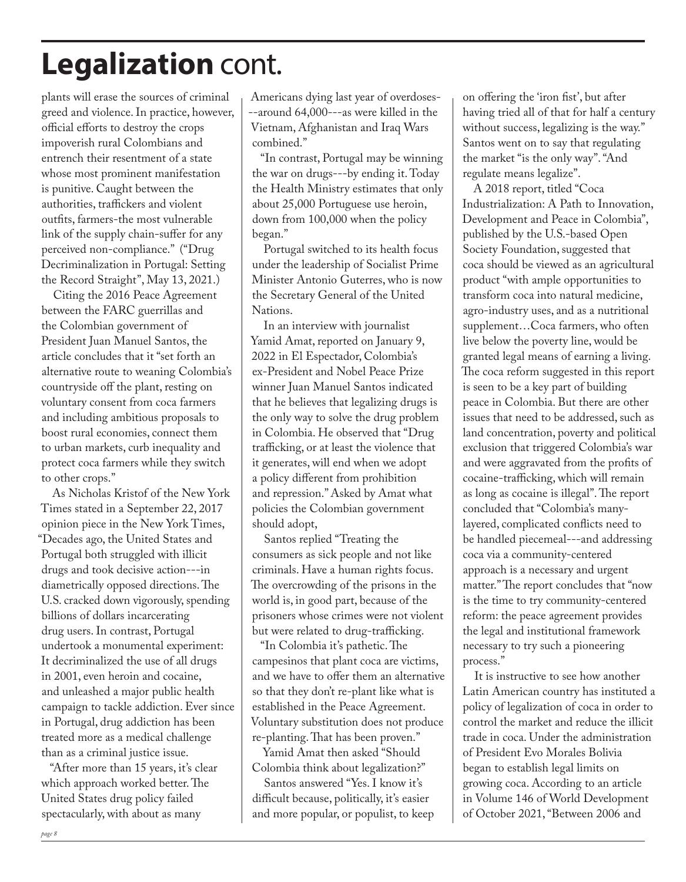# **Legalization** cont.

plants will erase the sources of criminal greed and violence. In practice, however, official efforts to destroy the crops impoverish rural Colombians and entrench their resentment of a state whose most prominent manifestation is punitive. Caught between the authorities, traffickers and violent outfits, farmers-the most vulnerable link of the supply chain-suffer for any perceived non-compliance." ("Drug Decriminalization in Portugal: Setting the Record Straight", May 13, 2021.)

Citing the 2016 Peace Agreement between the FARC guerrillas and the Colombian government of President Juan Manuel Santos, the article concludes that it "set forth an alternative route to weaning Colombia's countryside off the plant, resting on voluntary consent from coca farmers and including ambitious proposals to boost rural economies, connect them to urban markets, curb inequality and protect coca farmers while they switch to other crops."

As Nicholas Kristof of the New York Times stated in a September 22, 2017 opinion piece in the New York Times, "Decades ago, the United States and Portugal both struggled with illicit drugs and took decisive action---in diametrically opposed directions. The U.S. cracked down vigorously, spending billions of dollars incarcerating drug users. In contrast, Portugal undertook a monumental experiment: It decriminalized the use of all drugs in 2001, even heroin and cocaine, and unleashed a major public health campaign to tackle addiction. Ever since in Portugal, drug addiction has been treated more as a medical challenge than as a criminal justice issue.

"After more than 15 years, it's clear which approach worked better. The United States drug policy failed spectacularly, with about as many Americans dying last year of overdoses---around 64,000---as were killed in the Vietnam, Afghanistan and Iraq Wars combined."

"In contrast, Portugal may be winning the war on drugs---by ending it. Today the Health Ministry estimates that only about 25,000 Portuguese use heroin, down from 100,000 when the policy began."

Portugal switched to its health focus under the leadership of Socialist Prime Minister Antonio Guterres, who is now the Secretary General of the United Nations.

In an interview with journalist Yamid Amat, reported on January 9, 2022 in El Espectador, Colombia's ex-President and Nobel Peace Prize winner Juan Manuel Santos indicated that he believes that legalizing drugs is the only way to solve the drug problem in Colombia. He observed that "Drug trafficking, or at least the violence that it generates, will end when we adopt a policy different from prohibition and repression." Asked by Amat what policies the Colombian government should adopt,

Santos replied "Treating the consumers as sick people and not like criminals. Have a human rights focus. The overcrowding of the prisons in the world is, in good part, because of the prisoners whose crimes were not violent but were related to drug-trafficking.

"In Colombia it's pathetic. The campesinos that plant coca are victims, and we have to offer them an alternative so that they don't re-plant like what is established in the Peace Agreement. Voluntary substitution does not produce re-planting. That has been proven."

Yamid Amat then asked "Should Colombia think about legalization?"

Santos answered "Yes. I know it's difficult because, politically, it's easier and more popular, or populist, to keep on offering the 'iron fist', but after having tried all of that for half a century without success, legalizing is the way." Santos went on to say that regulating the market "is the only way". "And regulate means legalize".

A 2018 report, titled "Coca Industrialization: A Path to Innovation, Development and Peace in Colombia", published by the U.S.-based Open Society Foundation, suggested that coca should be viewed as an agricultural product "with ample opportunities to transform coca into natural medicine, agro-industry uses, and as a nutritional supplement…Coca farmers, who often live below the poverty line, would be granted legal means of earning a living. The coca reform suggested in this report is seen to be a key part of building peace in Colombia. But there are other issues that need to be addressed, such as land concentration, poverty and political exclusion that triggered Colombia's war and were aggravated from the profits of cocaine-trafficking, which will remain as long as cocaine is illegal". The report concluded that "Colombia's many-layered, complicated conflicts need to be handled piecemeal---and addressing coca via a community-centered approach is a necessary and urgent matter." The report concludes that "now is the time to try community-centered reform: the peace agreement provides the legal and institutional framework necessary to try such a pioneering process."

It is instructive to see how another Latin American country has instituted a policy of legalization of coca in order to control the market and reduce the illicit trade in coca. Under the administration of President Evo Morales Bolivia began to establish legal limits on growing coca. According to an article in Volume 146 of World Development of October 2021, "Between 2006 and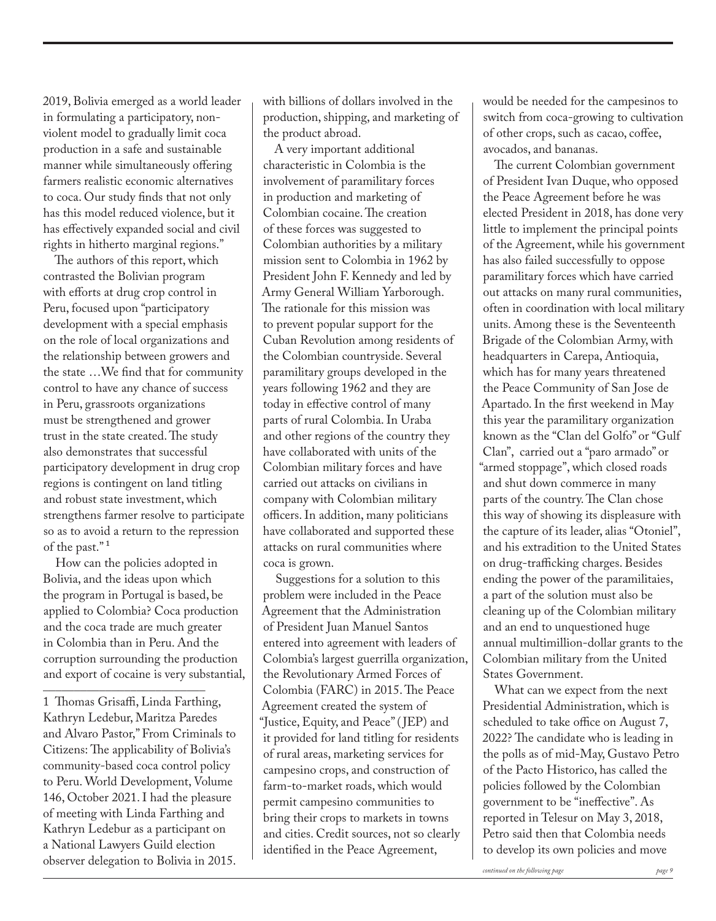2019, Bolivia emerged as a world leader in formulating a participatory, non-violent model to gradually limit coca production in a safe and sustainable manner while simultaneously offering farmers realistic economic alternatives to coca. Our study finds that not only has this model reduced violence, but it has effectively expanded social and civil rights in hitherto marginal regions."

The authors of this report, which contrasted the Bolivian program with efforts at drug crop control in Peru, focused upon "participatory development with a special emphasis on the role of local organizations and the relationship between growers and the state …We find that for community control to have any chance of success in Peru, grassroots organizations must be strengthened and grower trust in the state created. The study also demonstrates that successful participatory development in drug crop regions is contingent on land titling and robust state investment, which strengthens farmer resolve to participate so as to avoid a return to the repression of the past." [1]

How can the policies adopted in Bolivia, and the ideas upon which the program in Portugal is based, be applied to Colombia? Coca production and the coca trade are much greater in Colombia than in Peru. And the corruption surrounding the production and export of cocaine is very substantial, with billions of dollars involved in the production, shipping, and marketing of the product abroad.

A very important additional characteristic in Colombia is the involvement of paramilitary forces in production and marketing of Colombian cocaine. The creation of these forces was suggested to Colombian authorities by a military mission sent to Colombia in 1962 by President John F. Kennedy and led by Army General William Yarborough. The rationale for this mission was to prevent popular support for the Cuban Revolution among residents of the Colombian countryside. Several paramilitary groups developed in the years following 1962 and they are today in effective control of many parts of rural Colombia. In Uraba and other regions of the country they have collaborated with units of the Colombian military forces and have carried out attacks on civilians in company with Colombian military officers. In addition, many politicians have collaborated and supported these attacks on rural communities where coca is grown.

Suggestions for a solution to this problem were included in the Peace Agreement that the Administration of President Juan Manuel Santos entered into agreement with leaders of Colombia's largest guerrilla organization, the Revolutionary Armed Forces of Colombia (FARC) in 2015. The Peace Agreement created the system of "Justice, Equity, and Peace" (JEP) and it provided for land titling for residents of rural areas, marketing services for campesino crops, and construction of farm-to-market roads, which would permit campesino communities to bring their crops to markets in towns and cities. Credit sources, not so clearly identified in the Peace Agreement, would be needed for the campesinos to switch from coca-growing to cultivation of other crops, such as cacao, coffee, avocados, and bananas.

The current Colombian government of President Ivan Duque, who opposed the Peace Agreement before he was elected President in 2018, has done very little to implement the principal points of the Agreement, while his government has also failed successfully to oppose paramilitary forces which have carried out attacks on many rural communities, often in coordination with local military units. Among these is the Seventeenth Brigade of the Colombian Army, with headquarters in Carepa, Antioquia, which has for many years threatened the Peace Community of San Jose de Apartado. In the first weekend in May this year the paramilitary organization known as the "Clan del Golfo" or "Gulf Clan", carried out a "paro armado" or "armed stoppage", which closed roads and shut down commerce in many parts of the country. The Clan chose this way of showing its displeasure with the capture of its leader, alias "Otoniel", and his extradition to the United States on drug-trafficking charges. Besides ending the power of the paramilitaies, a part of the solution must also be cleaning up of the Colombian military and an end to unquestioned huge annual multimillion-dollar grants to the Colombian military from the United States Government.

What can we expect from the next Presidential Administration, which is scheduled to take office on August 7, 2022? The candidate who is leading in the polls as of mid-May, Gustavo Petro of the Pacto Historico, has called the policies followed by the Colombian government to be "ineffective". As reported in Telesur on May 3, 2018, Petro said then that Colombia needs to develop its own policies and move

*continued on the following page*

---

1 Thomas Grisaffi, Linda Farthing, Kathryn Ledebur, Maritza Paredes and Alvaro Pastor," From Criminals to Citizens: The applicability of Bolivia's community-based coca control policy to Peru. World Development, Volume 146, October 2021. I had the pleasure of meeting with Linda Farthing and Kathryn Ledebur as a participant on a National Lawyers Guild election observer delegation to Bolivia in 2015.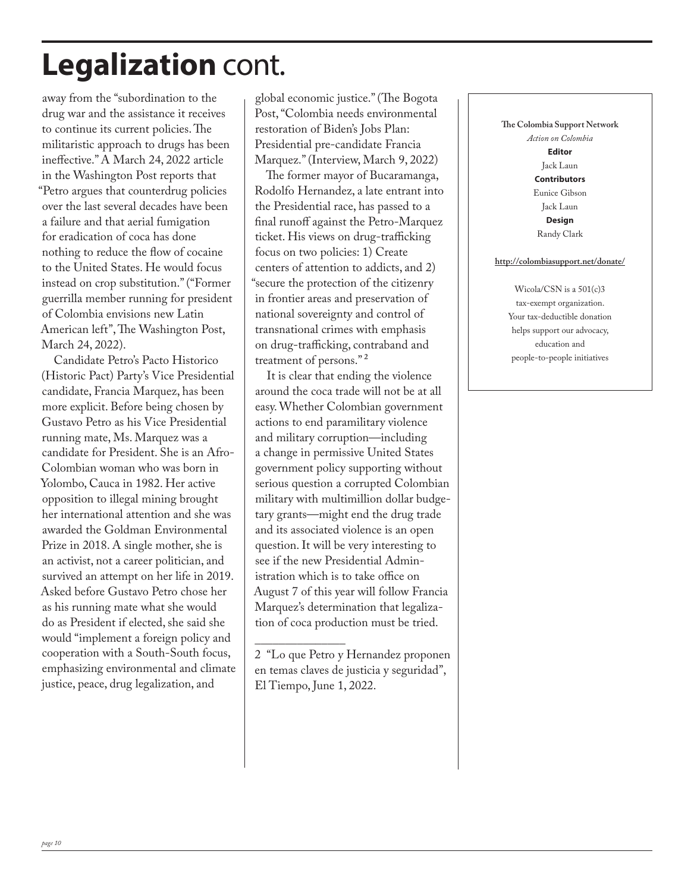# **Legalization** cont.

away from the "subordination to the drug war and the assistance it receives to continue its current policies. The militaristic approach to drugs has been ineffective." A March 24, 2022 article in the Washington Post reports that "Petro argues that counterdrug policies over the last several decades have been a failure and that aerial fumigation for eradication of coca has done nothing to reduce the flow of cocaine to the United States. He would focus instead on crop substitution." ("Former guerrilla member running for president of Colombia envisions new Latin American left", The Washington Post, March 24, 2022).

Candidate Petro's Pacto Historico (Historic Pact) Party's Vice Presidential candidate, Francia Marquez, has been more explicit. Before being chosen by Gustavo Petro as his Vice Presidential running mate, Ms. Marquez was a candidate for President. She is an Afro-Colombian woman who was born in Yolombo, Cauca in 1982. Her active opposition to illegal mining brought her international attention and she was awarded the Goldman Environmental Prize in 2018. A single mother, she is an activist, not a career politician, and survived an attempt on her life in 2019. Asked before Gustavo Petro chose her as his running mate what she would do as President if elected, she said she would "implement a foreign policy and cooperation with a South-South focus, emphasizing environmental and climate justice, peace, drug legalization, and global economic justice." (The Bogota Post, "Colombia needs environmental restoration of Biden's Jobs Plan: Presidential pre-candidate Francia Marquez." (Interview, March 9, 2022)

The former mayor of Bucaramanga, Rodolfo Hernandez, a late entrant into the Presidential race, has passed to a final runoff against the Petro-Marquez ticket. His views on drug-trafficking focus on two policies: 1) Create centers of attention to addicts, and 2) "secure the protection of the citizenry in frontier areas and preservation of national sovereignty and control of transnational crimes with emphasis on drug-trafficking, contraband and treatment of persons." [2]

It is clear that ending the violence around the coca trade will not be at all easy. Whether Colombian government actions to end paramilitary violence and military corruption—including a change in permissive United States government policy supporting without serious question a corrupted Colombian military with multimillion dollar budgetary grants—might end the drug trade and its associated violence is an open question. It will be very interesting to see if the new Presidential Administration which is to take office on August 7 of this year will follow Francia Marquez's determination that legalization of coca production must be tried.

---

2 "Lo que Petro y Hernandez proponen en temas claves de justicia y seguridad", El Tiempo, June 1, 2022.

---

**The Colombia Support Network**
*Action on Colombia*

**Editor**
Jack Laun

**Contributors**
Eunice Gibson
Jack Laun

**Design**
Randy Clark

**http://colombiasupport.net/donate/**

Wicola/CSN is a 501(c)3 tax-exempt organization. Your tax-deductible donation helps support our advocacy, education and people-to-people initiatives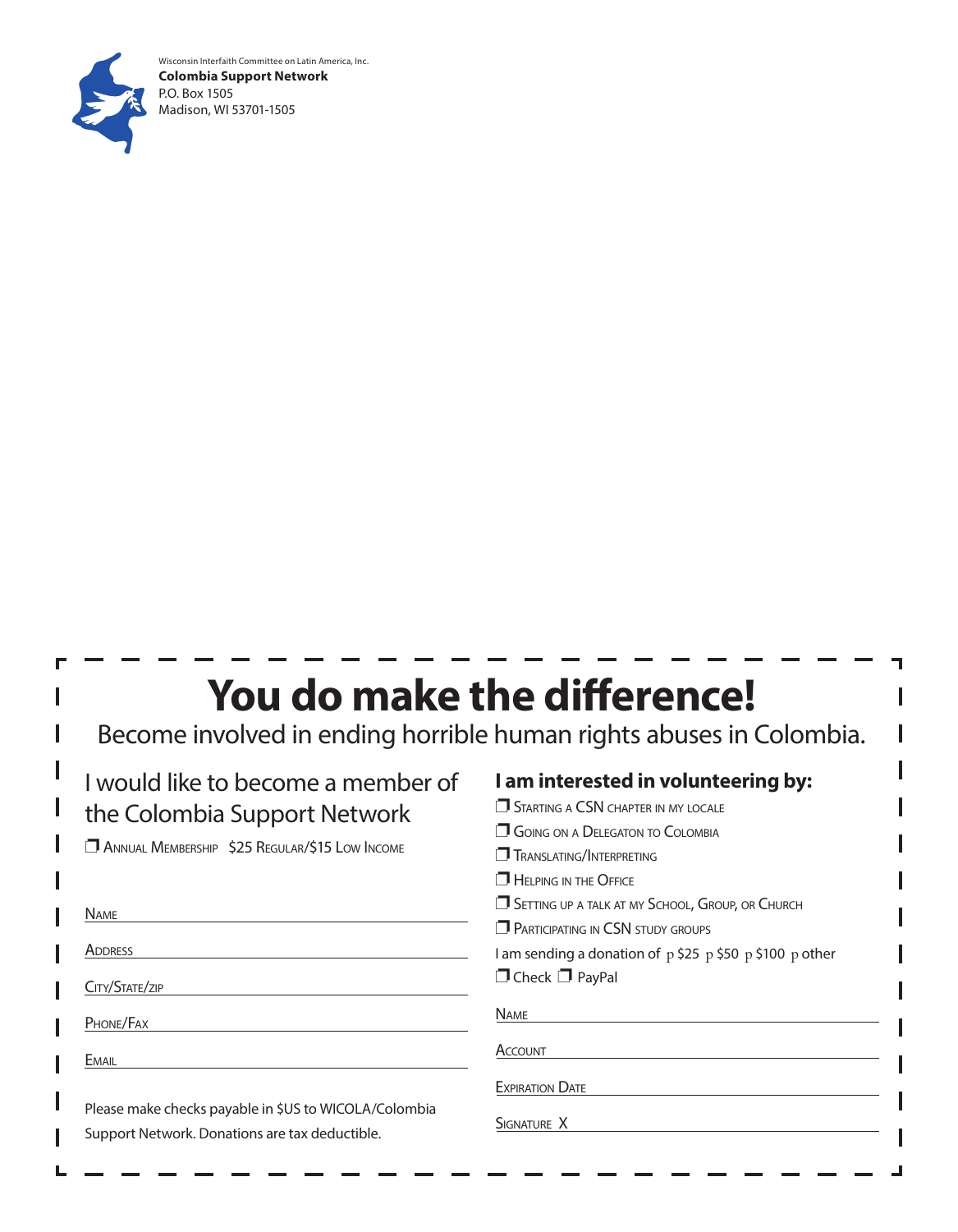Wisconsin Interfaith Committee on Latin America, Inc.
**Colombia Support Network**
P.O. Box 1505
Madison, WI 53701-1505

# You do make the difference!

Become involved in ending horrible human rights abuses in Colombia.

## I would like to become a member of the Colombia Support Network

❒ Annual Membership $25 Regular/$15 Low Income

Name ______________________

Address ______________________

City/State/zip ______________________

Phone/Fax ______________________

Email ______________________

Please make checks payable in $US to WICOLA/Colombia Support Network. Donations are tax deductible.

## I am interested in volunteering by:

❒ Starting a CSN chapter in my locale
❒ Going on a Delegaton to Colombia
❒ Translating/Interpreting
❒ Helping in the Office
❒ Setting up a talk at my School, Group, or Church
❒ Participating in CSN study groups

I am sending a donation of p $25 p $50 p $100 p other

❒ Check ❒ PayPal

Name ______________________

Account ______________________

Expiration Date ______________________

Signature X ______________________